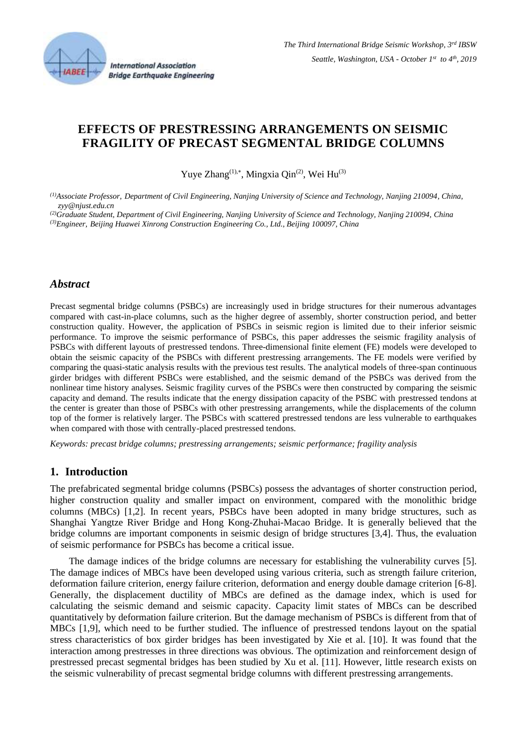# EFFECTS OF PRESTRESSING ARRANGEMENTS ON SEISMIC FRAGILITY OF PRECAST SEGMENTAL BRIDGE COLUMNS

Yuye Zhang[(1),*], Mingxia Qin[(2)], Wei Hu[(3)]

*[(1)]Associate Professor, Department of Civil Engineering, Nanjing University of Science and Technology, Nanjing 210094, China, zyy@njust.edu.cn*

*[(2)]Graduate Student, Department of Civil Engineering, Nanjing University of Science and Technology, Nanjing 210094, China*

*[(3)]Engineer, Beijing Huawei Xinrong Construction Engineering Co., Ltd., Beijing 100097, China*

## *Abstract*

Precast segmental bridge columns (PSBCs) are increasingly used in bridge structures for their numerous advantages compared with cast-in-place columns, such as the higher degree of assembly, shorter construction period, and better construction quality. However, the application of PSBCs in seismic region is limited due to their inferior seismic performance. To improve the seismic performance of PSBCs, this paper addresses the seismic fragility analysis of PSBCs with different layouts of prestressed tendons. Three-dimensional finite element (FE) models were developed to obtain the seismic capacity of the PSBCs with different prestressing arrangements. The FE models were verified by comparing the quasi-static analysis results with the previous test results. The analytical models of three-span continuous girder bridges with different PSBCs were established, and the seismic demand of the PSBCs was derived from the nonlinear time history analyses. Seismic fragility curves of the PSBCs were then constructed by comparing the seismic capacity and demand. The results indicate that the energy dissipation capacity of the PSBC with prestressed tendons at the center is greater than those of PSBCs with other prestressing arrangements, while the displacements of the column top of the former is relatively larger. The PSBCs with scattered prestressed tendons are less vulnerable to earthquakes when compared with those with centrally-placed prestressed tendons.

*Keywords: precast bridge columns; prestressing arrangements; seismic performance; fragility analysis*

## 1. Introduction

The prefabricated segmental bridge columns (PSBCs) possess the advantages of shorter construction period, higher construction quality and smaller impact on environment, compared with the monolithic bridge columns (MBCs) [1,2]. In recent years, PSBCs have been adopted in many bridge structures, such as Shanghai Yangtze River Bridge and Hong Kong-Zhuhai-Macao Bridge. It is generally believed that the bridge columns are important components in seismic design of bridge structures [3,4]. Thus, the evaluation of seismic performance for PSBCs has become a critical issue.

The damage indices of the bridge columns are necessary for establishing the vulnerability curves [5]. The damage indices of MBCs have been developed using various criteria, such as strength failure criterion, deformation failure criterion, energy failure criterion, deformation and energy double damage criterion [6-8]. Generally, the displacement ductility of MBCs are defined as the damage index, which is used for calculating the seismic demand and seismic capacity. Capacity limit states of MBCs can be described quantitatively by deformation failure criterion. But the damage mechanism of PSBCs is different from that of MBCs [1,9], which need to be further studied. The influence of prestressed tendons layout on the spatial stress characteristics of box girder bridges has been investigated by Xie et al. [10]. It was found that the interaction among prestresses in three directions was obvious. The optimization and reinforcement design of prestressed precast segmental bridges has been studied by Xu et al. [11]. However, little research exists on the seismic vulnerability of precast segmental bridge columns with different prestressing arrangements.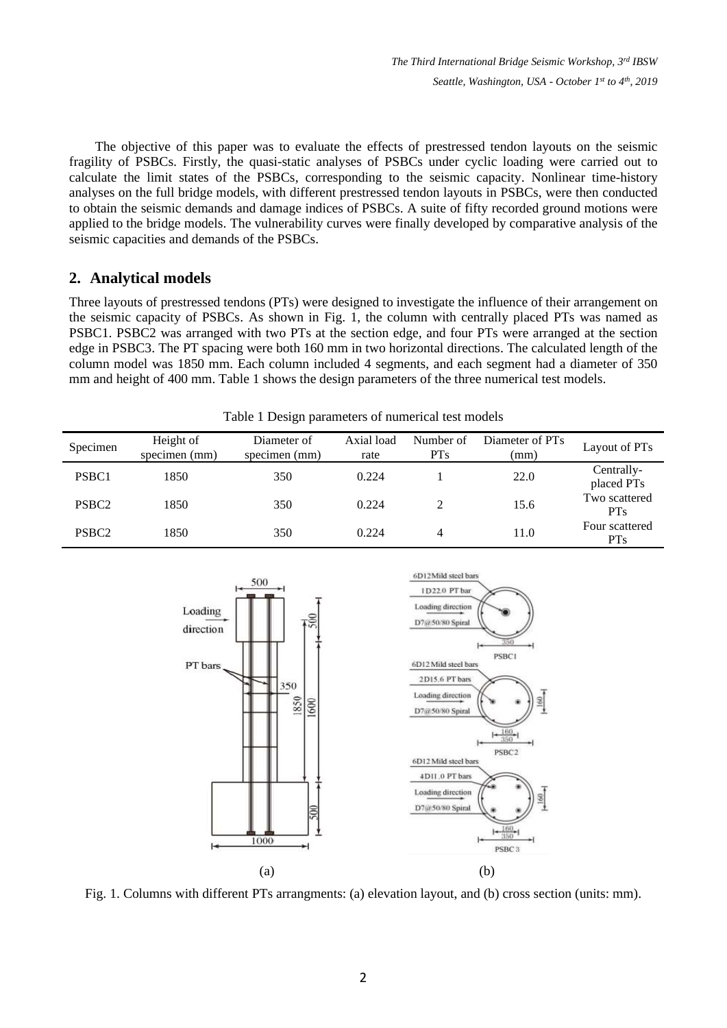The objective of this paper was to evaluate the effects of prestressed tendon layouts on the seismic fragility of PSBCs. Firstly, the quasi-static analyses of PSBCs under cyclic loading were carried out to calculate the limit states of the PSBCs, corresponding to the seismic capacity. Nonlinear time-history analyses on the full bridge models, with different prestressed tendon layouts in PSBCs, were then conducted to obtain the seismic demands and damage indices of PSBCs. A suite of fifty recorded ground motions were applied to the bridge models. The vulnerability curves were finally developed by comparative analysis of the seismic capacities and demands of the PSBCs.

## 2. Analytical models

Three layouts of prestressed tendons (PTs) were designed to investigate the influence of their arrangement on the seismic capacity of PSBCs. As shown in Fig. 1, the column with centrally placed PTs was named as PSBC1. PSBC2 was arranged with two PTs at the section edge, and four PTs were arranged at the section edge in PSBC3. The PT spacing were both 160 mm in two horizontal directions. The calculated length of the column model was 1850 mm. Each column included 4 segments, and each segment had a diameter of 350 mm and height of 400 mm. Table 1 shows the design parameters of the three numerical test models.

Table 1 Design parameters of numerical test models

| Specimen | Height of specimen (mm) | Diameter of specimen (mm) | Axial load rate | Number of PTs | Diameter of PTs (mm) | Layout of PTs |
|---|---|---|---|---|---|---|
| PSBC1 | 1850 | 350 | 0.224 | 1 | 22.0 | Centrally-placed PTs |
| PSBC2 | 1850 | 350 | 0.224 | 2 | 15.6 | Two scattered PTs |
| PSBC2 | 1850 | 350 | 0.224 | 4 | 11.0 | Four scattered PTs |

Fig. 1. Columns with different PTs arrangments: (a) elevation layout, and (b) cross section (units: mm).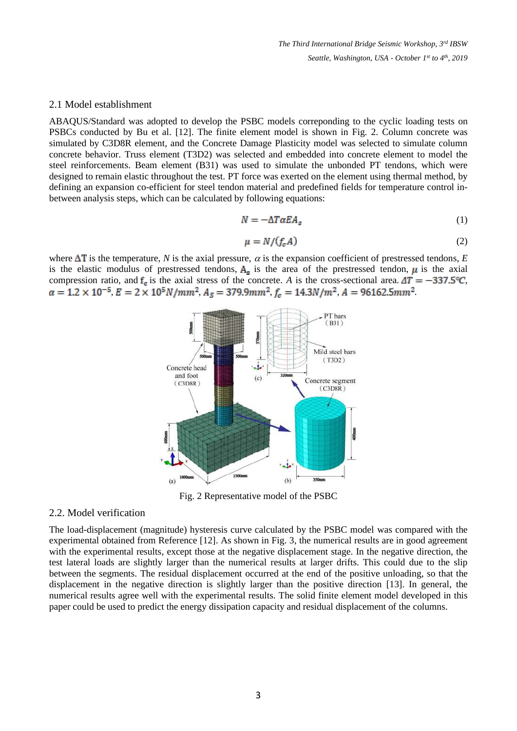## 2.1 Model establishment

ABAQUS/Standard was adopted to develop the PSBC models correponding to the cyclic loading tests on PSBCs conducted by Bu et al. [12]. The finite element model is shown in Fig. 2. Column concrete was simulated by C3D8R element, and the Concrete Damage Plasticity model was selected to simulate column concrete behavior. Truss element (T3D2) was selected and embedded into concrete element to model the steel reinforcements. Beam element (B31) was used to simulate the unbonded PT tendons, which were designed to remain elastic throughout the test. PT force was exerted on the element using thermal method, by defining an expansion co-efficient for steel tendon material and predefined fields for temperature control in-between analysis steps, which can be calculated by following equations:

$$N = -\Delta T \alpha E A_s \tag{1}$$

$$\mu = N/(f_c A) \tag{2}$$

where $\Delta T$ is the temperature, $N$ is the axial pressure, $\alpha$ is the expansion coefficient of prestressed tendons, $E$ is the elastic modulus of prestressed tendons, $A_s$ is the area of the prestressed tendon, $\mu$ is the axial compression ratio, and $f_c$ is the axial stress of the concrete. $A$ is the cross-sectional area. $\Delta T = -337.5$℃, $\alpha = 1.2 \times 10^{-5}$, $E = 2 \times 10^5 N/mm^2$, $A_S = 379.9mm^2$, $f_c = 14.3N/m^2$, $A = 96162.5mm^2$.

Fig. 2 Representative model of the PSBC

## 2.2. Model verification

The load-displacement (magnitude) hysteresis curve calculated by the PSBC model was compared with the experimental obtained from Reference [12]. As shown in Fig. 3, the numerical results are in good agreement with the experimental results, except those at the negative displacement stage. In the negative direction, the test lateral loads are slightly larger than the numerical results at larger drifts. This could due to the slip between the segments. The residual displacement occurred at the end of the positive unloading, so that the displacement in the negative direction is slightly larger than the positive direction [13]. In general, the numerical results agree well with the experimental results. The solid finite element model developed in this paper could be used to predict the energy dissipation capacity and residual displacement of the columns.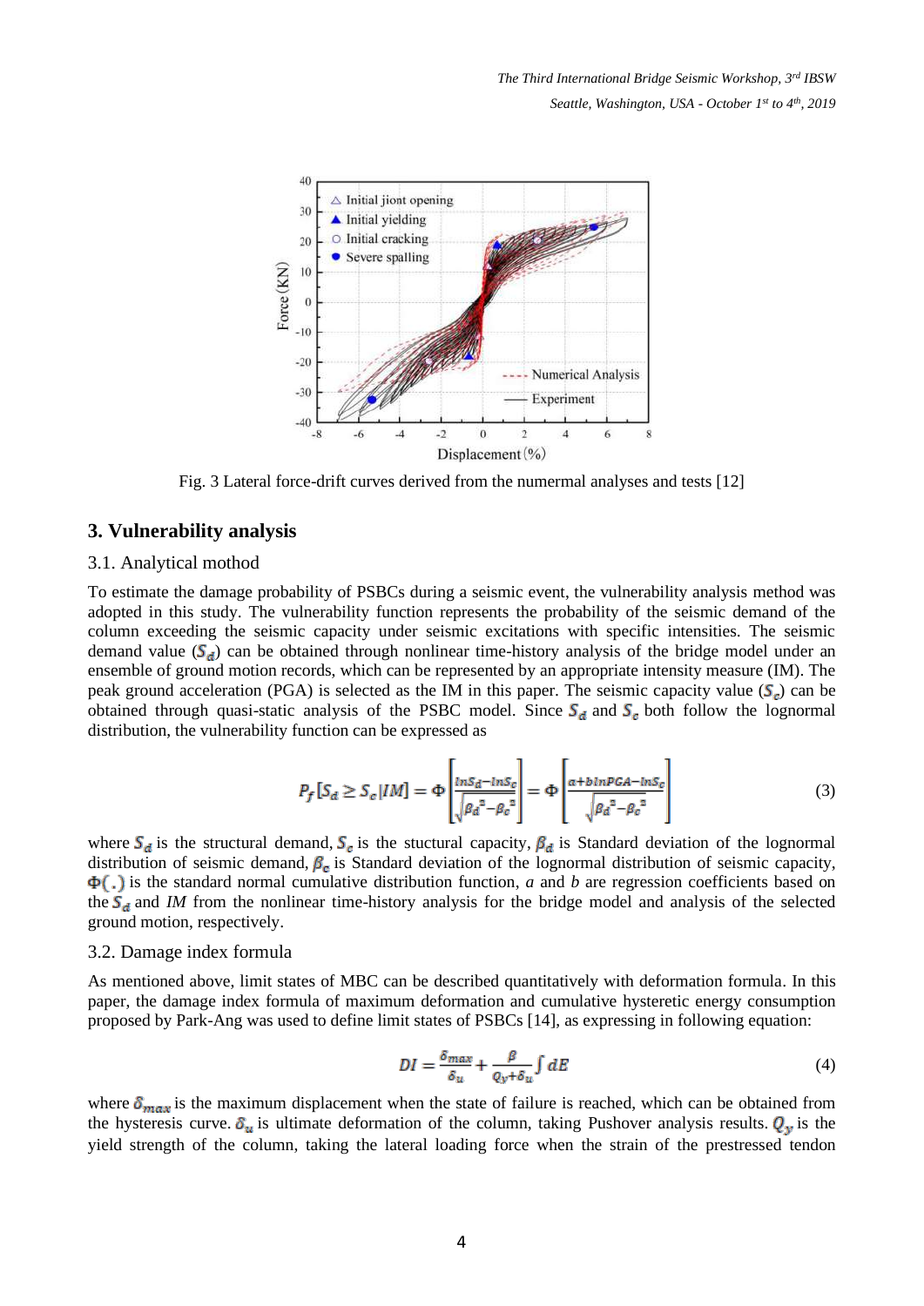Fig. 3 Lateral force-drift curves derived from the numermal analyses and tests [12]

## 3. Vulnerability analysis

### 3.1. Analytical mothod

To estimate the damage probability of PSBCs during a seismic event, the vulnerability analysis method was adopted in this study. The vulnerability function represents the probability of the seismic demand of the column exceeding the seismic capacity under seismic excitations with specific intensities. The seismic demand value ($S_d$) can be obtained through nonlinear time-history analysis of the bridge model under an ensemble of ground motion records, which can be represented by an appropriate intensity measure (IM). The peak ground acceleration (PGA) is selected as the IM in this paper. The seismic capacity value ($S_c$) can be obtained through quasi-static analysis of the PSBC model. Since $S_d$ and $S_c$ both follow the lognormal distribution, the vulnerability function can be expressed as

$$P_f[S_d \geq S_c|IM] = \Phi\left[\frac{lnS_d - lnS_c}{\sqrt{{\beta_d}^2 - {\beta_c}^2}}\right] = \Phi\left[\frac{a + b lnPGA - lnS_c}{\sqrt{{\beta_d}^2 - {\beta_c}^2}}\right] \tag{3}$$

where $S_d$ is the structural demand, $S_c$ is the stuctural capacity, $\beta_d$ is Standard deviation of the lognormal distribution of seismic demand, $\beta_c$ is Standard deviation of the lognormal distribution of seismic capacity, $\Phi(.)$ is the standard normal cumulative distribution function, *a* and *b* are regression coefficients based on the $S_d$ and *IM* from the nonlinear time-history analysis for the bridge model and analysis of the selected ground motion, respectively.

### 3.2. Damage index formula

As mentioned above, limit states of MBC can be described quantitatively with deformation formula. In this paper, the damage index formula of maximum deformation and cumulative hysteretic energy consumption proposed by Park-Ang was used to define limit states of PSBCs [14], as expressing in following equation:

$$DI = \frac{\delta_{max}}{\delta_u} + \frac{\beta}{Q_y + \delta_u}\int dE \tag{4}$$

where $\delta_{max}$ is the maximum displacement when the state of failure is reached, which can be obtained from the hysteresis curve. $\delta_u$ is ultimate deformation of the column, taking Pushover analysis results. $Q_y$ is the yield strength of the column, taking the lateral loading force when the strain of the prestressed tendon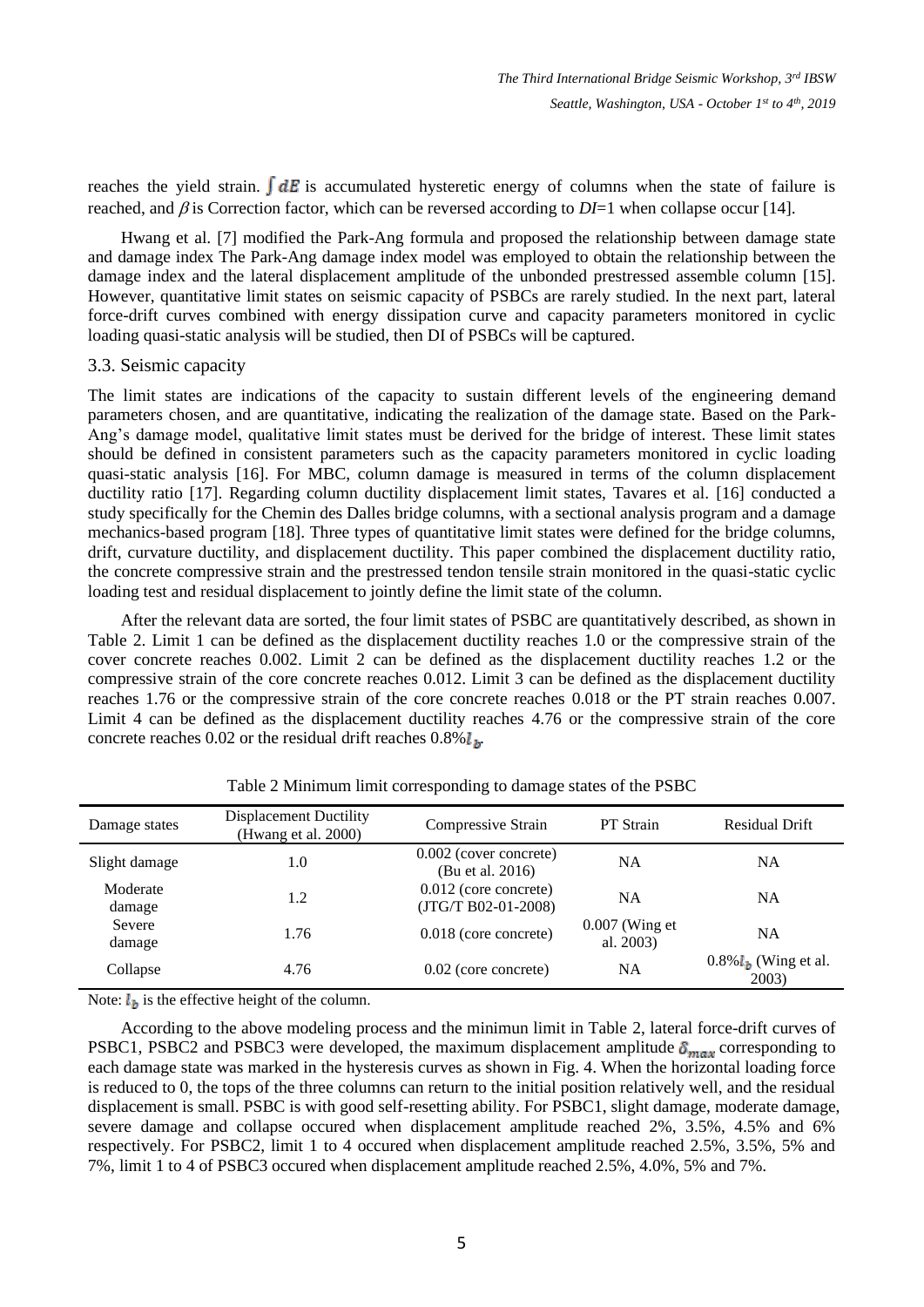reaches the yield strain. $\int dE$ is accumulated hysteretic energy of columns when the state of failure is reached, and $\beta$ is Correction factor, which can be reversed according to *DI*=1 when collapse occur [14].

Hwang et al. [7] modified the Park-Ang formula and proposed the relationship between damage state and damage index The Park-Ang damage index model was employed to obtain the relationship between the damage index and the lateral displacement amplitude of the unbonded prestressed assemble column [15]. However, quantitative limit states on seismic capacity of PSBCs are rarely studied. In the next part, lateral force-drift curves combined with energy dissipation curve and capacity parameters monitored in cyclic loading quasi-static analysis will be studied, then DI of PSBCs will be captured.

### 3.3. Seismic capacity

The limit states are indications of the capacity to sustain different levels of the engineering demand parameters chosen, and are quantitative, indicating the realization of the damage state. Based on the Park-Ang's damage model, qualitative limit states must be derived for the bridge of interest. These limit states should be defined in consistent parameters such as the capacity parameters monitored in cyclic loading quasi-static analysis [16]. For MBC, column damage is measured in terms of the column displacement ductility ratio [17]. Regarding column ductility displacement limit states, Tavares et al. [16] conducted a study specifically for the Chemin des Dalles bridge columns, with a sectional analysis program and a damage mechanics-based program [18]. Three types of quantitative limit states were defined for the bridge columns, drift, curvature ductility, and displacement ductility. This paper combined the displacement ductility ratio, the concrete compressive strain and the prestressed tendon tensile strain monitored in the quasi-static cyclic loading test and residual displacement to jointly define the limit state of the column.

After the relevant data are sorted, the four limit states of PSBC are quantitatively described, as shown in Table 2. Limit 1 can be defined as the displacement ductility reaches 1.0 or the compressive strain of the cover concrete reaches 0.002. Limit 2 can be defined as the displacement ductility reaches 1.2 or the compressive strain of the core concrete reaches 0.012. Limit 3 can be defined as the displacement ductility reaches 1.76 or the compressive strain of the core concrete reaches 0.018 or the PT strain reaches 0.007. Limit 4 can be defined as the displacement ductility reaches 4.76 or the compressive strain of the core concrete reaches 0.02 or the residual drift reaches 0.8%$l_b$.

Table 2 Minimum limit corresponding to damage states of the PSBC

| Damage states | Displacement Ductility (Hwang et al. 2000) | Compressive Strain | PT Strain | Residual Drift |
|---|---|---|---|---|
| Slight damage | 1.0 | 0.002 (cover concrete) (Bu et al. 2016) | NA | NA |
| Moderate damage | 1.2 | 0.012 (core concrete) (JTG/T B02-01-2008) | NA | NA |
| Severe damage | 1.76 | 0.018 (core concrete) | 0.007 (Wing et al. 2003) | NA |
| Collapse | 4.76 | 0.02 (core concrete) | NA | 0.8%$l_b$ (Wing et al. 2003) |

Note: $l_b$ is the effective height of the column.

According to the above modeling process and the minimun limit in Table 2, lateral force-drift curves of PSBC1, PSBC2 and PSBC3 were developed, the maximum displacement amplitude $\delta_{max}$ corresponding to each damage state was marked in the hysteresis curves as shown in Fig. 4. When the horizontal loading force is reduced to 0, the tops of the three columns can return to the initial position relatively well, and the residual displacement is small. PSBC is with good self-resetting ability. For PSBC1, slight damage, moderate damage, severe damage and collapse occured when displacement amplitude reached 2%, 3.5%, 4.5% and 6% respectively. For PSBC2, limit 1 to 4 occured when displacement amplitude reached 2.5%, 3.5%, 5% and 7%, limit 1 to 4 of PSBC3 occured when displacement amplitude reached 2.5%, 4.0%, 5% and 7%.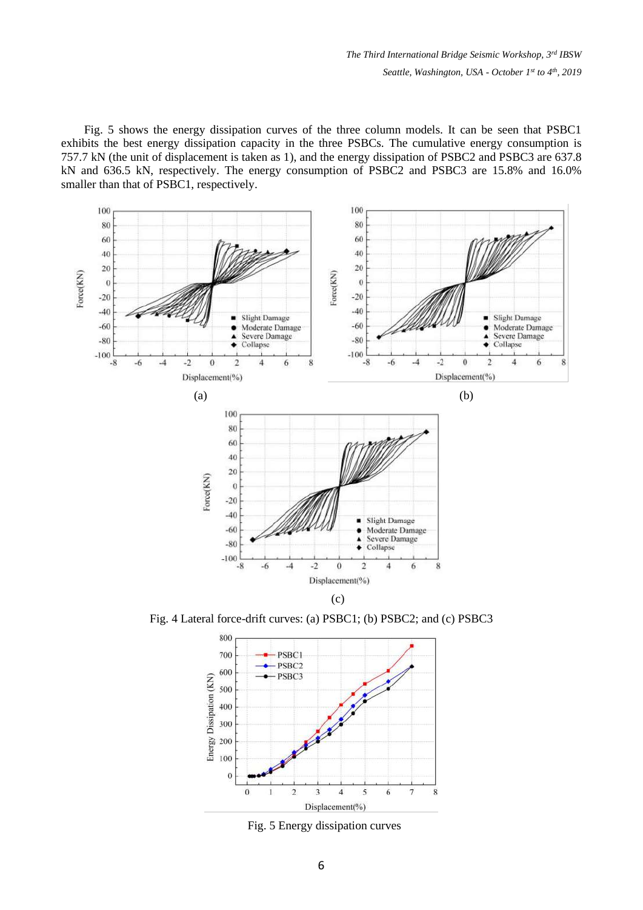Fig. 5 shows the energy dissipation curves of the three column models. It can be seen that PSBC1 exhibits the best energy dissipation capacity in the three PSBCs. The cumulative energy consumption is 757.7 kN (the unit of displacement is taken as 1), and the energy dissipation of PSBC2 and PSBC3 are 637.8 kN and 636.5 kN, respectively. The energy consumption of PSBC2 and PSBC3 are 15.8% and 16.0% smaller than that of PSBC1, respectively.

(a)

(b)

(c)

Fig. 4 Lateral force-drift curves: (a) PSBC1; (b) PSBC2; and (c) PSBC3

Fig. 5 Energy dissipation curves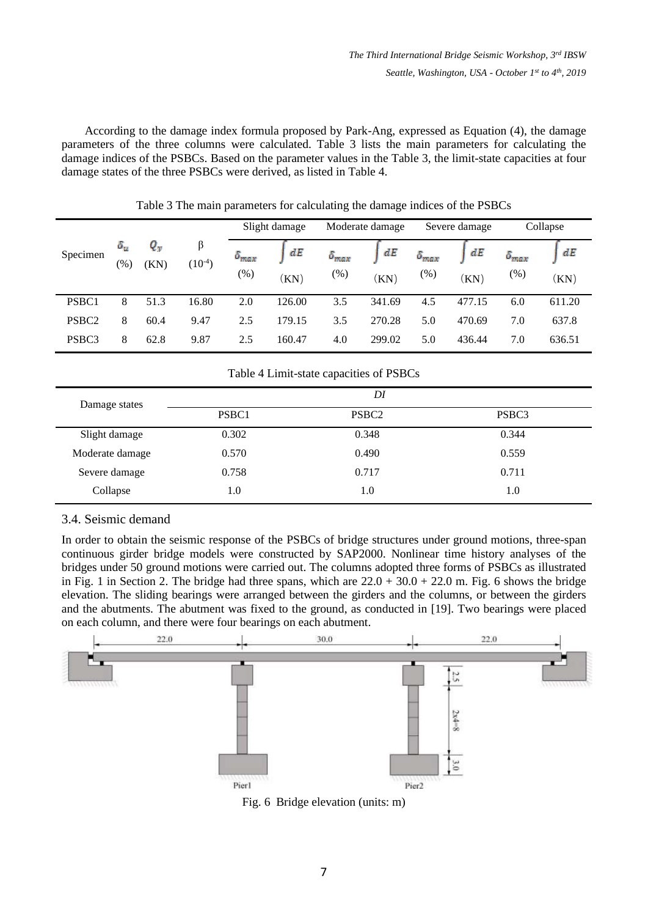According to the damage index formula proposed by Park-Ang, expressed as Equation (4), the damage parameters of the three columns were calculated. Table 3 lists the main parameters for calculating the damage indices of the PSBCs. Based on the parameter values in the Table 3, the limit-state capacities at four damage states of the three PSBCs were derived, as listed in Table 4.

Table 3 The main parameters for calculating the damage indices of the PSBCs

| Specimen | $\delta_u$ (%) | $Q_y$ (KN) | β ($10^{-4}$) | Slight damage | | Moderate damage | | Severe damage | | Collapse | |
|---|---|---|---|---|---|---|---|---|---|---|---|
| | | | | $\delta_{max}$ (%) | $\int dE$ (KN) | $\delta_{max}$ (%) | $\int dE$ (KN) | $\delta_{max}$ (%) | $\int dE$ (KN) | $\delta_{max}$ (%) | $\int dE$ (KN) |
| PSBC1 | 8 | 51.3 | 16.80 | 2.0 | 126.00 | 3.5 | 341.69 | 4.5 | 477.15 | 6.0 | 611.20 |
| PSBC2 | 8 | 60.4 | 9.47 | 2.5 | 179.15 | 3.5 | 270.28 | 5.0 | 470.69 | 7.0 | 637.8 |
| PSBC3 | 8 | 62.8 | 9.87 | 2.5 | 160.47 | 4.0 | 299.02 | 5.0 | 436.44 | 7.0 | 636.51 |

Table 4 Limit-state capacities of PSBCs

| Damage states | *DI* | | |
|---|---|---|---|
| | PSBC1 | PSBC2 | PSBC3 |
| Slight damage | 0.302 | 0.348 | 0.344 |
| Moderate damage | 0.570 | 0.490 | 0.559 |
| Severe damage | 0.758 | 0.717 | 0.711 |
| Collapse | 1.0 | 1.0 | 1.0 |

## 3.4. Seismic demand

In order to obtain the seismic response of the PSBCs of bridge structures under ground motions, three-span continuous girder bridge models were constructed by SAP2000. Nonlinear time history analyses of the bridges under 50 ground motions were carried out. The columns adopted three forms of PSBCs as illustrated in Fig. 1 in Section 2. The bridge had three spans, which are 22.0 + 30.0 + 22.0 m. Fig. 6 shows the bridge elevation. The sliding bearings were arranged between the girders and the columns, or between the girders and the abutments. The abutment was fixed to the ground, as conducted in [19]. Two bearings were placed on each column, and there were four bearings on each abutment.

Fig. 6 Bridge elevation (units: m)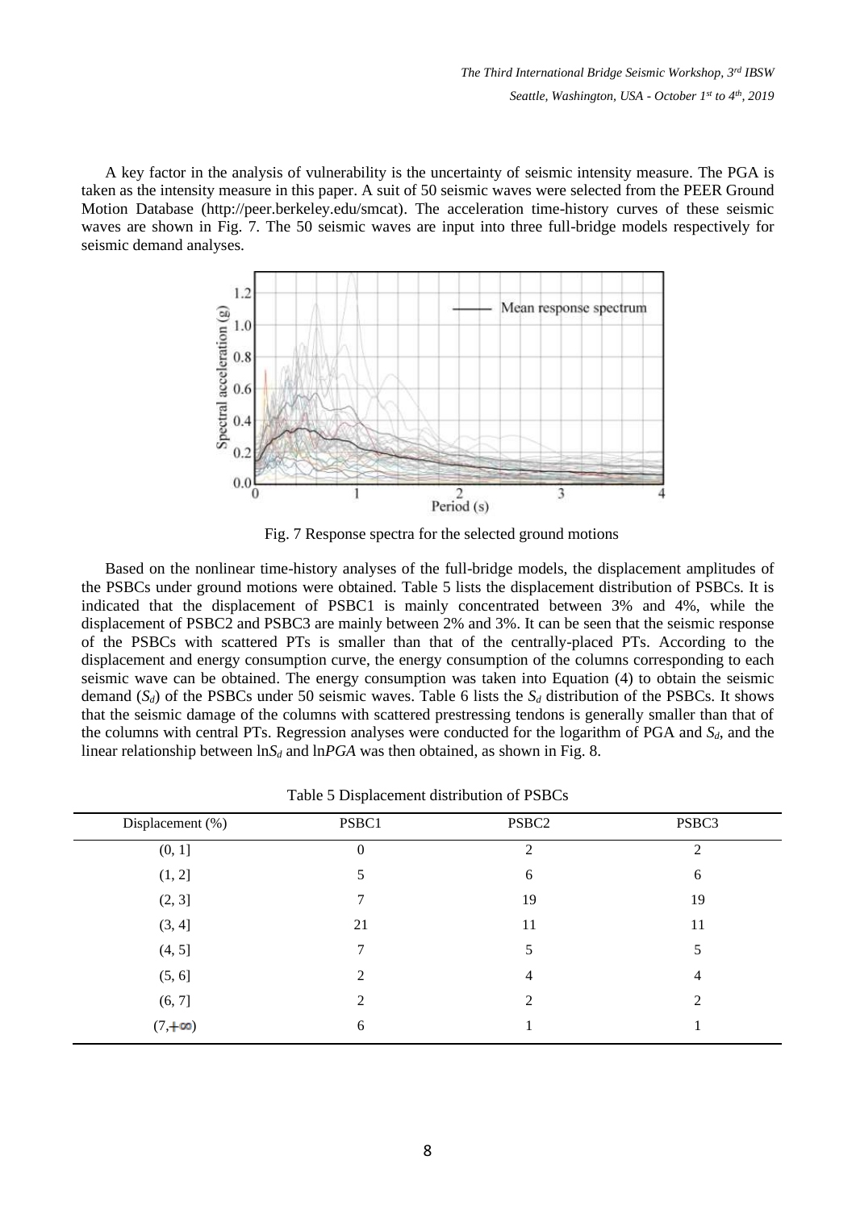A key factor in the analysis of vulnerability is the uncertainty of seismic intensity measure. The PGA is taken as the intensity measure in this paper. A suit of 50 seismic waves were selected from the PEER Ground Motion Database (http://peer.berkeley.edu/smcat). The acceleration time-history curves of these seismic waves are shown in Fig. 7. The 50 seismic waves are input into three full-bridge models respectively for seismic demand analyses.

Fig. 7 Response spectra for the selected ground motions

Based on the nonlinear time-history analyses of the full-bridge models, the displacement amplitudes of the PSBCs under ground motions were obtained. Table 5 lists the displacement distribution of PSBCs. It is indicated that the displacement of PSBC1 is mainly concentrated between 3% and 4%, while the displacement of PSBC2 and PSBC3 are mainly between 2% and 3%. It can be seen that the seismic response of the PSBCs with scattered PTs is smaller than that of the centrally-placed PTs. According to the displacement and energy consumption curve, the energy consumption of the columns corresponding to each seismic wave can be obtained. The energy consumption was taken into Equation (4) to obtain the seismic demand ($S_d$) of the PSBCs under 50 seismic waves. Table 6 lists the $S_d$ distribution of the PSBCs. It shows that the seismic damage of the columns with scattered prestressing tendons is generally smaller than that of the columns with central PTs. Regression analyses were conducted for the logarithm of PGA and $S_d$, and the linear relationship between $\ln S_d$ and $\ln PGA$ was then obtained, as shown in Fig. 8.

Table 5 Displacement distribution of PSBCs

| Displacement (%) | PSBC1 | PSBC2 | PSBC3 |
|---|---|---|---|
| (0, 1] | 0 | 2 | 2 |
| (1, 2] | 5 | 6 | 6 |
| (2, 3] | 7 | 19 | 19 |
| (3, 4] | 21 | 11 | 11 |
| (4, 5] | 7 | 5 | 5 |
| (5, 6] | 2 | 4 | 4 |
| (6, 7] | 2 | 2 | 2 |
| $(7, +\infty)$ | 6 | 1 | 1 |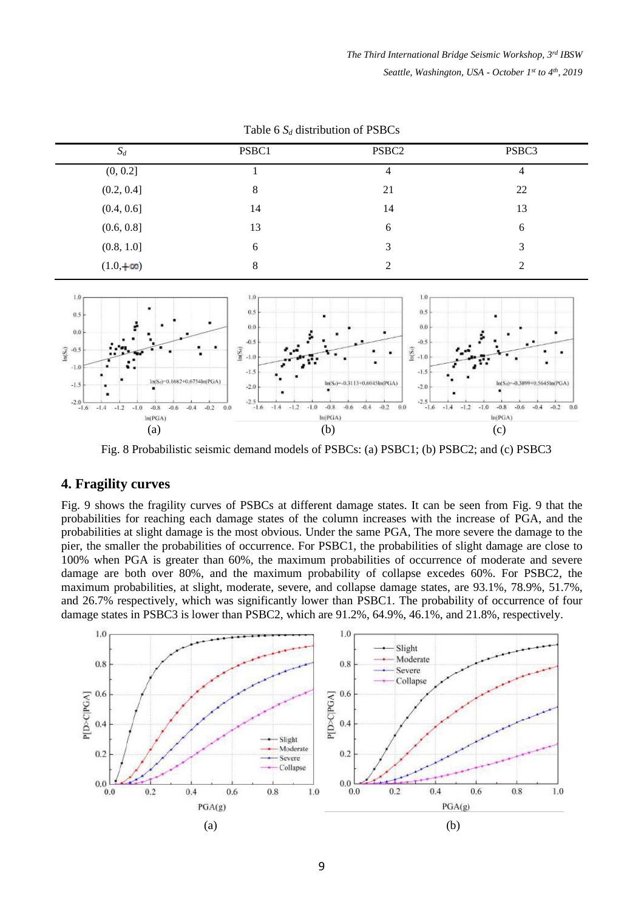Table 6 $S_d$ distribution of PSBCs

| $S_d$ | PSBC1 | PSBC2 | PSBC3 |
|---|---|---|---|
| (0, 0.2] | 1 | 4 | 4 |
| (0.2, 0.4] | 8 | 21 | 22 |
| (0.4, 0.6] | 14 | 14 | 13 |
| (0.6, 0.8] | 13 | 6 | 6 |
| (0.8, 1.0] | 6 | 3 | 3 |
| (1.0,+∞) | 8 | 2 | 2 |

Fig. 8 Probabilistic seismic demand models of PSBCs: (a) PSBC1; (b) PSBC2; and (c) PSBC3

## 4. Fragility curves

Fig. 9 shows the fragility curves of PSBCs at different damage states. It can be seen from Fig. 9 that the probabilities for reaching each damage states of the column increases with the increase of PGA, and the probabilities at slight damage is the most obvious. Under the same PGA, The more severe the damage to the pier, the smaller the probabilities of occurrence. For PSBC1, the probabilities of slight damage are close to 100% when PGA is greater than 60%, the maximum probabilities of occurrence of moderate and severe damage are both over 80%, and the maximum probability of collapse excedes 60%. For PSBC2, the maximum probabilities, at slight, moderate, severe, and collapse damage states, are 93.1%, 78.9%, 51.7%, and 26.7% respectively, which was significantly lower than PSBC1. The probability of occurrence of four damage states in PSBC3 is lower than PSBC2, which are 91.2%, 64.9%, 46.1%, and 21.8%, respectively.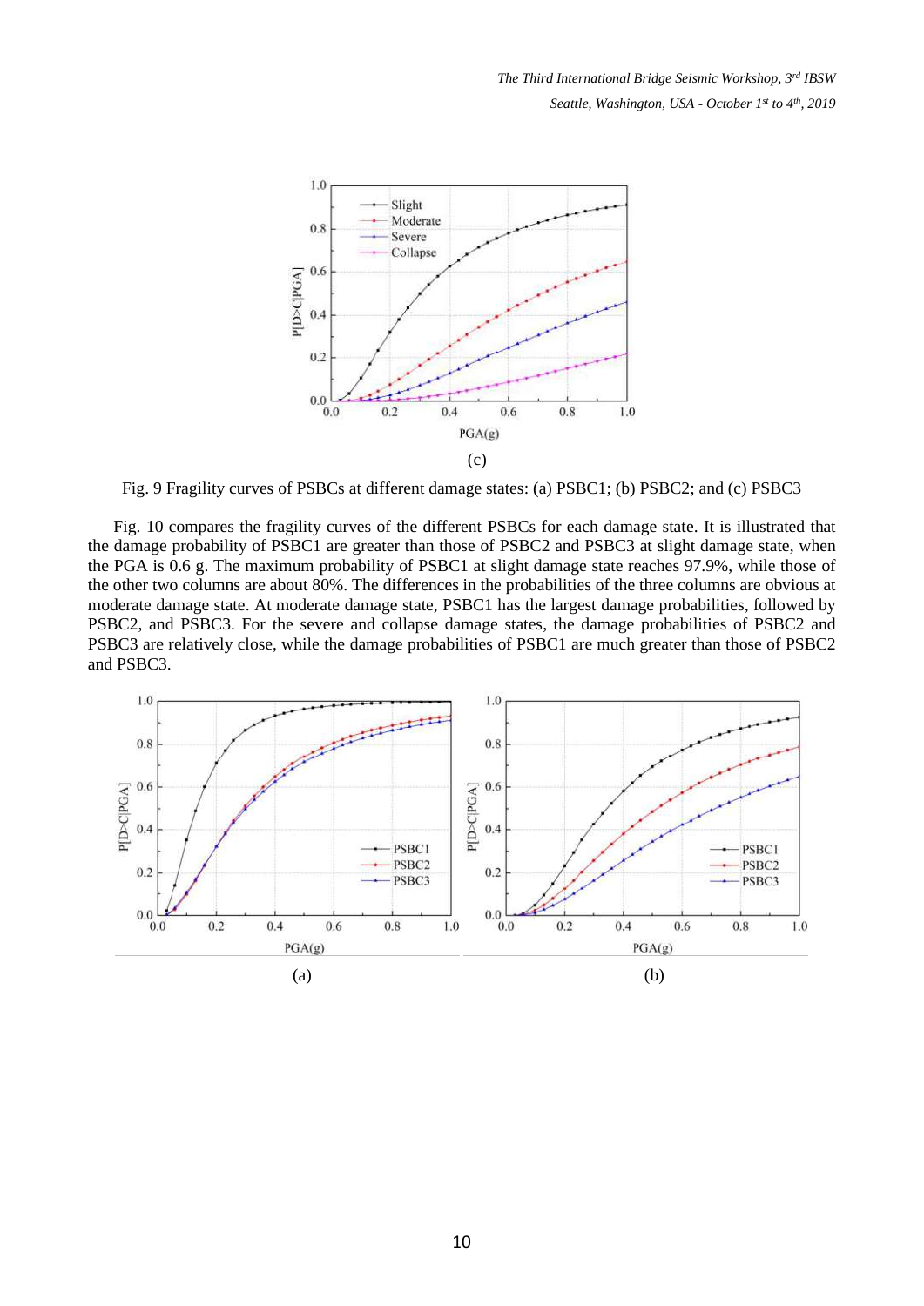(c)

Fig. 9 Fragility curves of PSBCs at different damage states: (a) PSBC1; (b) PSBC2; and (c) PSBC3

Fig. 10 compares the fragility curves of the different PSBCs for each damage state. It is illustrated that the damage probability of PSBC1 are greater than those of PSBC2 and PSBC3 at slight damage state, when the PGA is 0.6 g. The maximum probability of PSBC1 at slight damage state reaches 97.9%, while those of the other two columns are about 80%. The differences in the probabilities of the three columns are obvious at moderate damage state. At moderate damage state, PSBC1 has the largest damage probabilities, followed by PSBC2, and PSBC3. For the severe and collapse damage states, the damage probabilities of PSBC2 and PSBC3 are relatively close, while the damage probabilities of PSBC1 are much greater than those of PSBC2 and PSBC3.

(a) (b)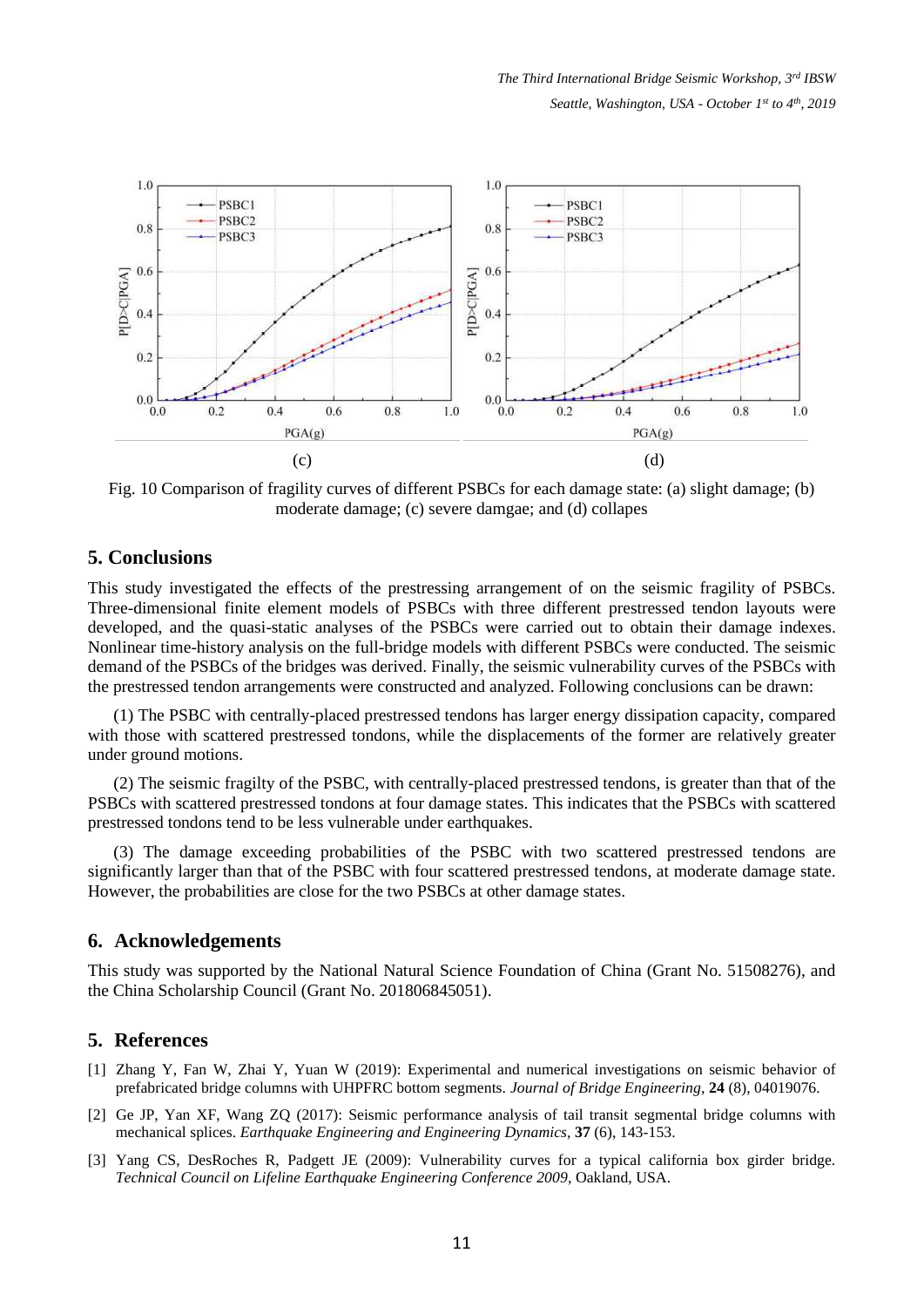(c) (d)

Fig. 10 Comparison of fragility curves of different PSBCs for each damage state: (a) slight damage; (b) moderate damage; (c) severe damgae; and (d) collapes

## 5. Conclusions

This study investigated the effects of the prestressing arrangement of on the seismic fragility of PSBCs. Three-dimensional finite element models of PSBCs with three different prestressed tendon layouts were developed, and the quasi-static analyses of the PSBCs were carried out to obtain their damage indexes. Nonlinear time-history analysis on the full-bridge models with different PSBCs were conducted. The seismic demand of the PSBCs of the bridges was derived. Finally, the seismic vulnerability curves of the PSBCs with the prestressed tendon arrangements were constructed and analyzed. Following conclusions can be drawn:

(1) The PSBC with centrally-placed prestressed tendons has larger energy dissipation capacity, compared with those with scattered prestressed tondons, while the displacements of the former are relatively greater under ground motions.

(2) The seismic fragilty of the PSBC, with centrally-placed prestressed tendons, is greater than that of the PSBCs with scattered prestressed tondons at four damage states. This indicates that the PSBCs with scattered prestressed tondons tend to be less vulnerable under earthquakes.

(3) The damage exceeding probabilities of the PSBC with two scattered prestressed tendons are significantly larger than that of the PSBC with four scattered prestressed tendons, at moderate damage state. However, the probabilities are close for the two PSBCs at other damage states.

## 6. Acknowledgements

This study was supported by the National Natural Science Foundation of China (Grant No. 51508276), and the China Scholarship Council (Grant No. 201806845051).

## 5. References

[1] Zhang Y, Fan W, Zhai Y, Yuan W (2019): Experimental and numerical investigations on seismic behavior of prefabricated bridge columns with UHPFRC bottom segments. *Journal of Bridge Engineering*, **24** (8), 04019076.

[2] Ge JP, Yan XF, Wang ZQ (2017): Seismic performance analysis of tail transit segmental bridge columns with mechanical splices. *Earthquake Engineering and Engineering Dynamics*, **37** (6), 143-153.

[3] Yang CS, DesRoches R, Padgett JE (2009): Vulnerability curves for a typical california box girder bridge. *Technical Council on Lifeline Earthquake Engineering Conference 2009*, Oakland, USA.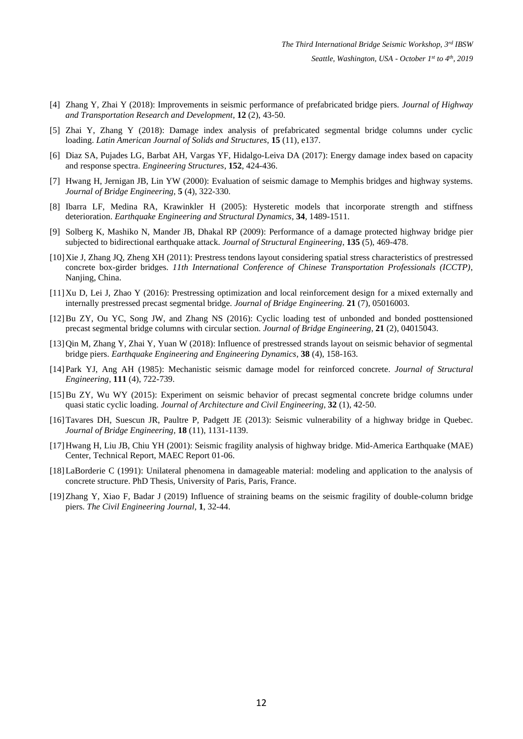[4] Zhang Y, Zhai Y (2018): Improvements in seismic performance of prefabricated bridge piers. *Journal of Highway and Transportation Research and Development*, **12** (2), 43-50.

[5] Zhai Y, Zhang Y (2018): Damage index analysis of prefabricated segmental bridge columns under cyclic loading. *Latin American Journal of Solids and Structures*, **15** (11), e137.

[6] Diaz SA, Pujades LG, Barbat AH, Vargas YF, Hidalgo-Leiva DA (2017): Energy damage index based on capacity and response spectra. *Engineering Structures*, **152**, 424-436.

[7] Hwang H, Jernigan JB, Lin YW (2000): Evaluation of seismic damage to Memphis bridges and highway systems. *Journal of Bridge Engineering*, **5** (4), 322-330.

[8] Ibarra LF, Medina RA, Krawinkler H (2005): Hysteretic models that incorporate strength and stiffness deterioration. *Earthquake Engineering and Structural Dynamics*, **34**, 1489-1511.

[9] Solberg K, Mashiko N, Mander JB, Dhakal RP (2009): Performance of a damage protected highway bridge pier subjected to bidirectional earthquake attack. *Journal of Structural Engineering*, **135** (5), 469-478.

[10] Xie J, Zhang JQ, Zheng XH (2011): Prestress tendons layout considering spatial stress characteristics of prestressed concrete box-girder bridges. *11th International Conference of Chinese Transportation Professionals (ICCTP)*, Nanjing, China.

[11] Xu D, Lei J, Zhao Y (2016): Prestressing optimization and local reinforcement design for a mixed externally and internally prestressed precast segmental bridge. *Journal of Bridge Engineering.* **21** (7), 05016003.

[12] Bu ZY, Ou YC, Song JW, and Zhang NS (2016): Cyclic loading test of unbonded and bonded posttensioned precast segmental bridge columns with circular section. *Journal of Bridge Engineering*, **21** (2), 04015043.

[13] Qin M, Zhang Y, Zhai Y, Yuan W (2018): Influence of prestressed strands layout on seismic behavior of segmental bridge piers. *Earthquake Engineering and Engineering Dynamics*, **38** (4), 158-163.

[14] Park YJ, Ang AH (1985): Mechanistic seismic damage model for reinforced concrete. *Journal of Structural Engineering*, **111** (4), 722-739.

[15] Bu ZY, Wu WY (2015): Experiment on seismic behavior of precast segmental concrete bridge columns under quasi static cyclic loading. *Journal of Architecture and Civil Engineering*, **32** (1), 42-50.

[16] Tavares DH, Suescun JR, Paultre P, Padgett JE (2013): Seismic vulnerability of a highway bridge in Quebec. *Journal of Bridge Engineering*, **18** (11), 1131-1139.

[17] Hwang H, Liu JB, Chiu YH (2001): Seismic fragility analysis of highway bridge. Mid-America Earthquake (MAE) Center, Technical Report, MAEC Report 01-06.

[18] LaBorderie C (1991): Unilateral phenomena in damageable material: modeling and application to the analysis of concrete structure. PhD Thesis, University of Paris, Paris, France.

[19] Zhang Y, Xiao F, Badar J (2019) Influence of straining beams on the seismic fragility of double-column bridge piers. *The Civil Engineering Journal*, **1**, 32-44.